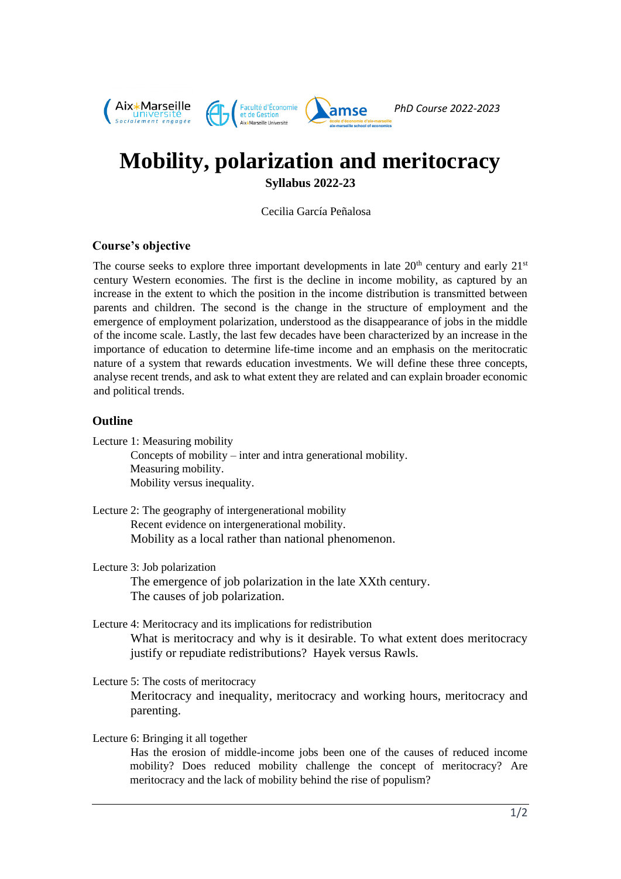PhD Course 2022-2023

# Mobility, polarization and meritocracy

**Syllabus 2022-23**

Cecilia García Peñalosa

## Course's objective

The course seeks to explore three important developments in late 20th century and early 21st century Western economies. The first is the decline in income mobility, as captured by an increase in the extent to which the position in the income distribution is transmitted between parents and children. The second is the change in the structure of employment and the emergence of employment polarization, understood as the disappearance of jobs in the middle of the income scale. Lastly, the last few decades have been characterized by an increase in the importance of education to determine life-time income and an emphasis on the meritocratic nature of a system that rewards education investments. We will define these three concepts, analyse recent trends, and ask to what extent they are related and can explain broader economic and political trends.

## Outline

Lecture 1: Measuring mobility

- Concepts of mobility – inter and intra generational mobility.
- Measuring mobility.
- Mobility versus inequality.

Lecture 2: The geography of intergenerational mobility

- Recent evidence on intergenerational mobility.
- Mobility as a local rather than national phenomenon.

Lecture 3: Job polarization

- The emergence of job polarization in the late XXth century.
- The causes of job polarization.

Lecture 4: Meritocracy and its implications for redistribution

- What is meritocracy and why is it desirable. To what extent does meritocracy justify or repudiate redistributions? Hayek versus Rawls.

Lecture 5: The costs of meritocracy

- Meritocracy and inequality, meritocracy and working hours, meritocracy and parenting.

Lecture 6: Bringing it all together

- Has the erosion of middle-income jobs been one of the causes of reduced income mobility? Does reduced mobility challenge the concept of meritocracy? Are meritocracy and the lack of mobility behind the rise of populism?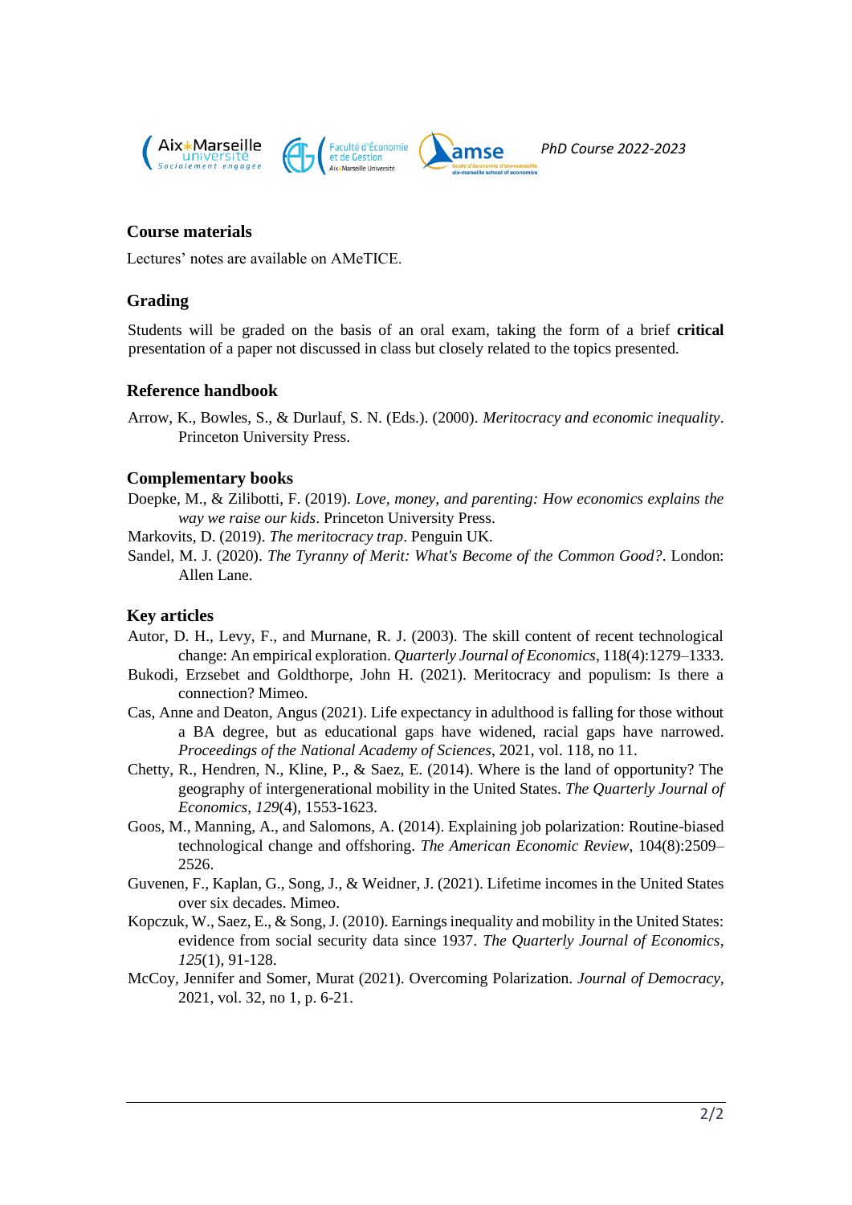### Course materials

Lectures' notes are available on AMeTICE.

### Grading

Students will be graded on the basis of an oral exam, taking the form of a brief **critical** presentation of a paper not discussed in class but closely related to the topics presented.

### Reference handbook

Arrow, K., Bowles, S., & Durlauf, S. N. (Eds.). (2000). *Meritocracy and economic inequality*. Princeton University Press.

### Complementary books

Doepke, M., & Zilibotti, F. (2019). *Love, money, and parenting: How economics explains the way we raise our kids*. Princeton University Press.

Markovits, D. (2019). *The meritocracy trap*. Penguin UK.

Sandel, M. J. (2020). *The Tyranny of Merit: What's Become of the Common Good?*. London: Allen Lane.

### Key articles

Autor, D. H., Levy, F., and Murnane, R. J. (2003). The skill content of recent technological change: An empirical exploration. *Quarterly Journal of Economics*, 118(4):1279–1333.

Bukodi, Erzsebet and Goldthorpe, John H. (2021). Meritocracy and populism: Is there a connection? Mimeo.

Cas, Anne and Deaton, Angus (2021). Life expectancy in adulthood is falling for those without a BA degree, but as educational gaps have widened, racial gaps have narrowed. *Proceedings of the National Academy of Sciences*, 2021, vol. 118, no 11.

Chetty, R., Hendren, N., Kline, P., & Saez, E. (2014). Where is the land of opportunity? The geography of intergenerational mobility in the United States. *The Quarterly Journal of Economics*, *129*(4), 1553-1623.

Goos, M., Manning, A., and Salomons, A. (2014). Explaining job polarization: Routine-biased technological change and offshoring. *The American Economic Review*, 104(8):2509–2526.

Guvenen, F., Kaplan, G., Song, J., & Weidner, J. (2021). Lifetime incomes in the United States over six decades. Mimeo.

Kopczuk, W., Saez, E., & Song, J. (2010). Earnings inequality and mobility in the United States: evidence from social security data since 1937. *The Quarterly Journal of Economics*, *125*(1), 91-128.

McCoy, Jennifer and Somer, Murat (2021). Overcoming Polarization. *Journal of Democracy*, 2021, vol. 32, no 1, p. 6-21.